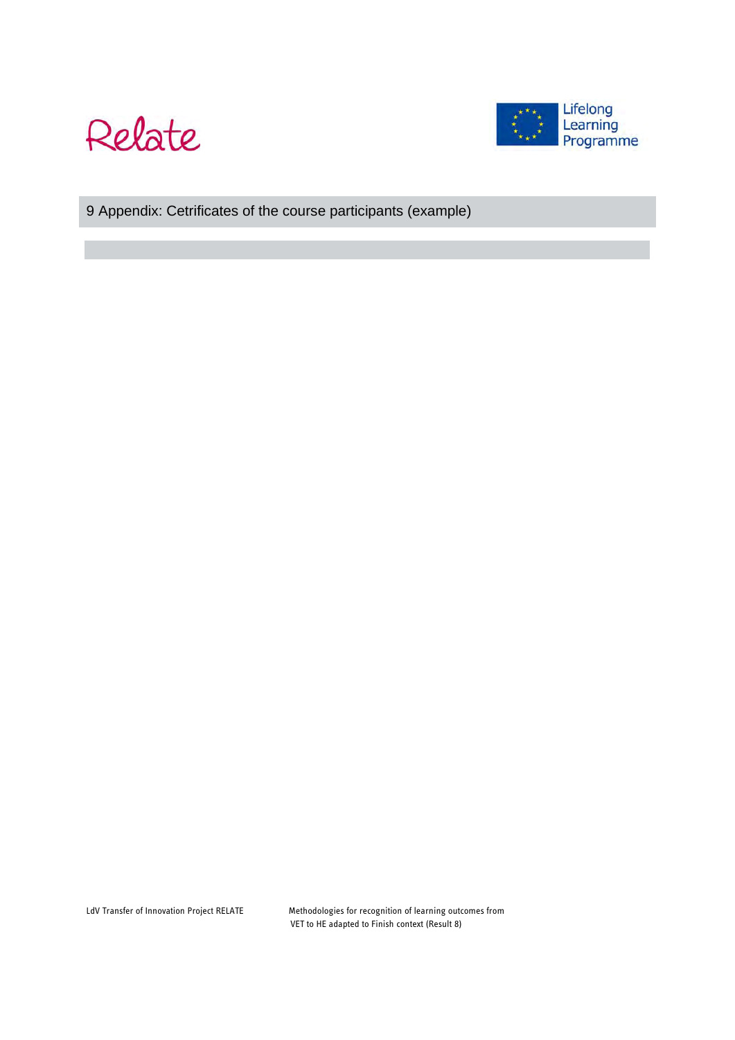# 9 Appendix: Cetrificates of the course participants (example)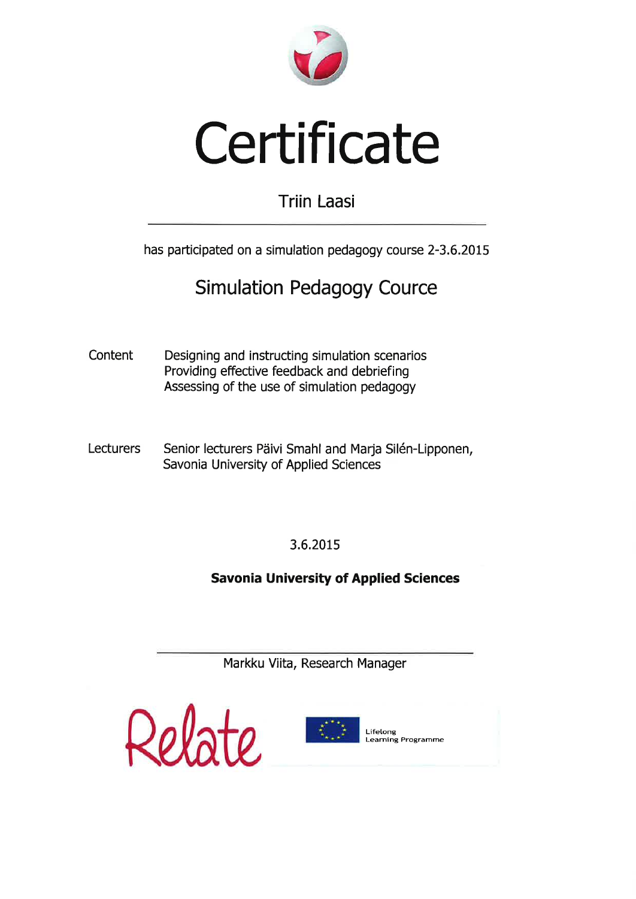# Certificate

Triin Laasi

has participated on a simulation pedagogy course 2-3.6.2015

## Simulation Pedagogy Cource

Content
- Designing and instructing simulation scenarios
- Providing effective feedback and debriefing
- Assessing of the use of simulation pedagogy

Lecturers
Senior lecturers Päivi Smahl and Marja Silén-Lipponen, Savonia University of Applied Sciences

3.6.2015

**Savonia University of Applied Sciences**

Markku Viita, Research Manager

Relate

Lifelong Learning Programme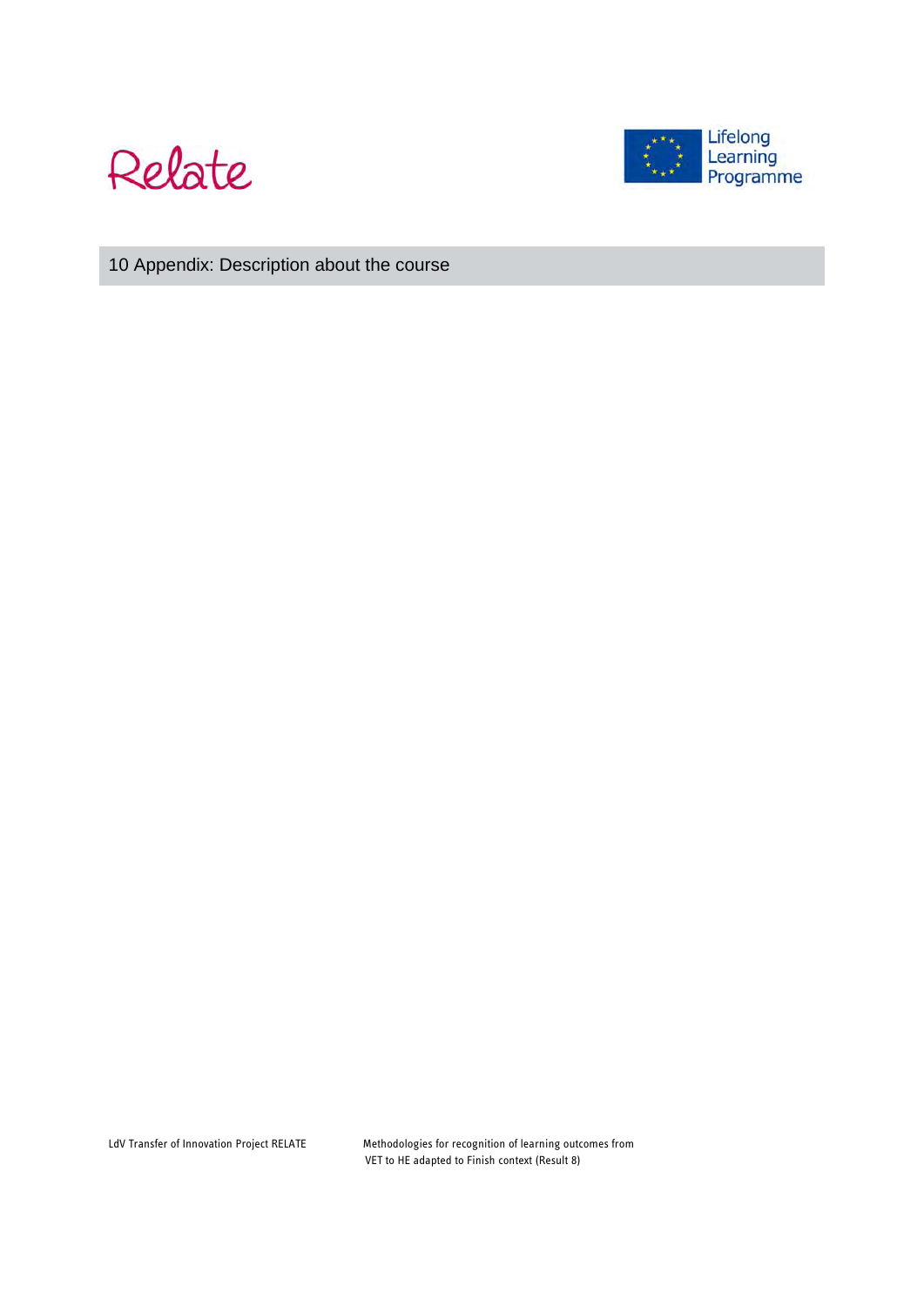# 10 Appendix: Description about the course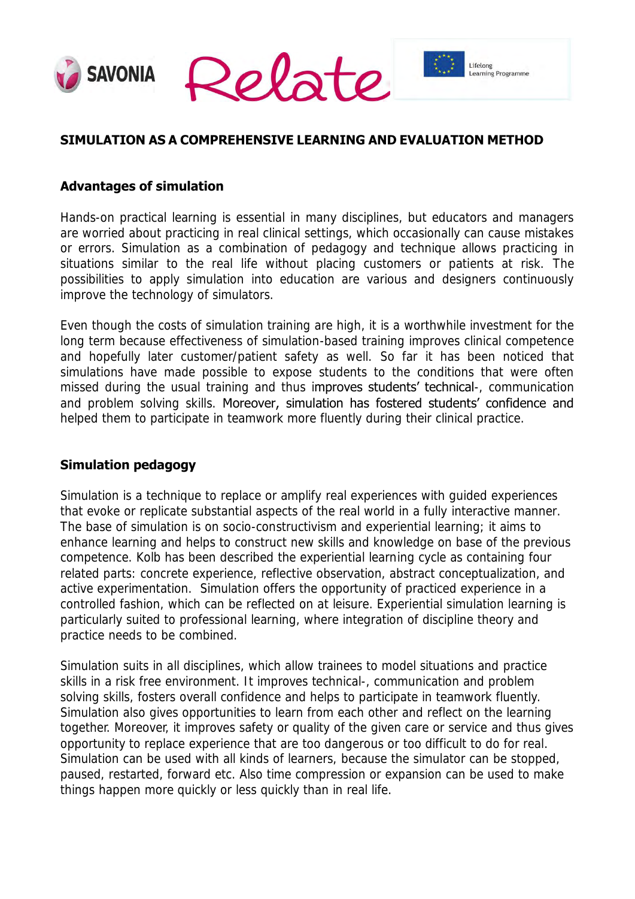## SIMULATION AS A COMPREHENSIVE LEARNING AND EVALUATION METHOD

### Advantages of simulation

Hands-on practical learning is essential in many disciplines, but educators and managers are worried about practicing in real clinical settings, which occasionally can cause mistakes or errors. Simulation as a combination of pedagogy and technique allows practicing in situations similar to the real life without placing customers or patients at risk. The possibilities to apply simulation into education are various and designers continuously improve the technology of simulators.

Even though the costs of simulation training are high, it is a worthwhile investment for the long term because effectiveness of simulation-based training improves clinical competence and hopefully later customer/patient safety as well. So far it has been noticed that simulations have made possible to expose students to the conditions that were often missed during the usual training and thus improves students' technical-, communication and problem solving skills. Moreover, simulation has fostered students' confidence and helped them to participate in teamwork more fluently during their clinical practice.

### Simulation pedagogy

Simulation is a technique to replace or amplify real experiences with guided experiences that evoke or replicate substantial aspects of the real world in a fully interactive manner. The base of simulation is on socio-constructivism and experiential learning; it aims to enhance learning and helps to construct new skills and knowledge on base of the previous competence. Kolb has been described the experiential learning cycle as containing four related parts: concrete experience, reflective observation, abstract conceptualization, and active experimentation. Simulation offers the opportunity of practiced experience in a controlled fashion, which can be reflected on at leisure. Experiential simulation learning is particularly suited to professional learning, where integration of discipline theory and practice needs to be combined.

Simulation suits in all disciplines, which allow trainees to model situations and practice skills in a risk free environment. It improves technical-, communication and problem solving skills, fosters overall confidence and helps to participate in teamwork fluently. Simulation also gives opportunities to learn from each other and reflect on the learning together. Moreover, it improves safety or quality of the given care or service and thus gives opportunity to replace experience that are too dangerous or too difficult to do for real. Simulation can be used with all kinds of learners, because the simulator can be stopped, paused, restarted, forward etc. Also time compression or expansion can be used to make things happen more quickly or less quickly than in real life.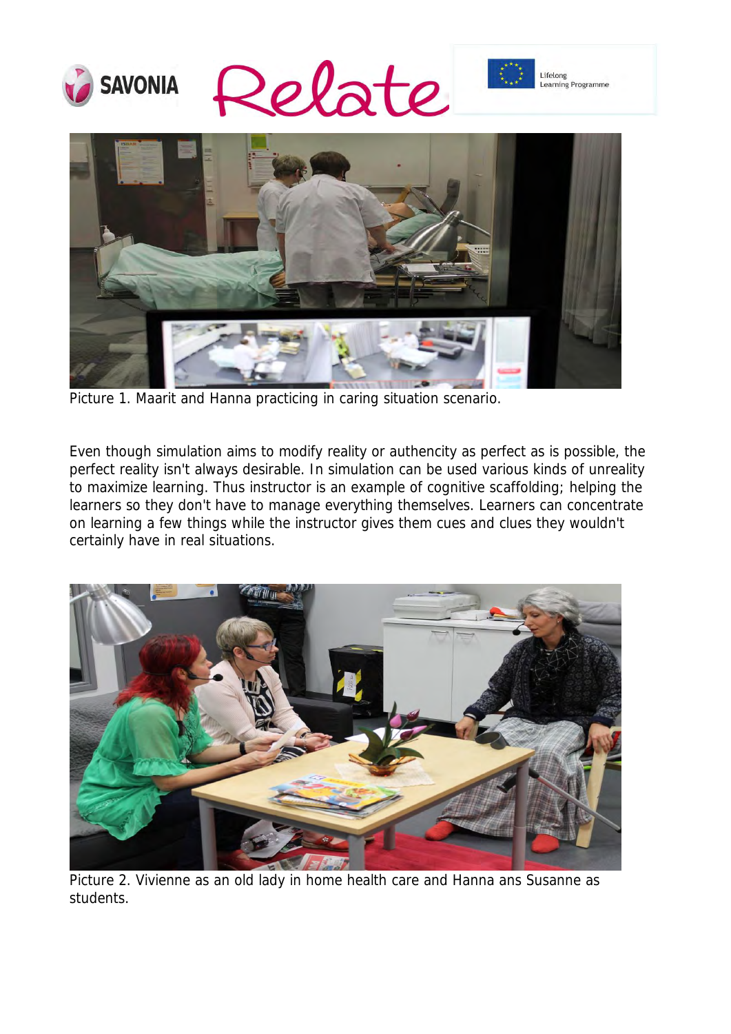Picture 1. Maarit and Hanna practicing in caring situation scenario.

Even though simulation aims to modify reality or authencity as perfect as is possible, the perfect reality isn't always desirable. In simulation can be used various kinds of unreality to maximize learning. Thus instructor is an example of cognitive scaffolding; helping the learners so they don't have to manage everything themselves. Learners can concentrate on learning a few things while the instructor gives them cues and clues they wouldn't certainly have in real situations.

Picture 2. Vivienne as an old lady in home health care and Hanna ans Susanne as students.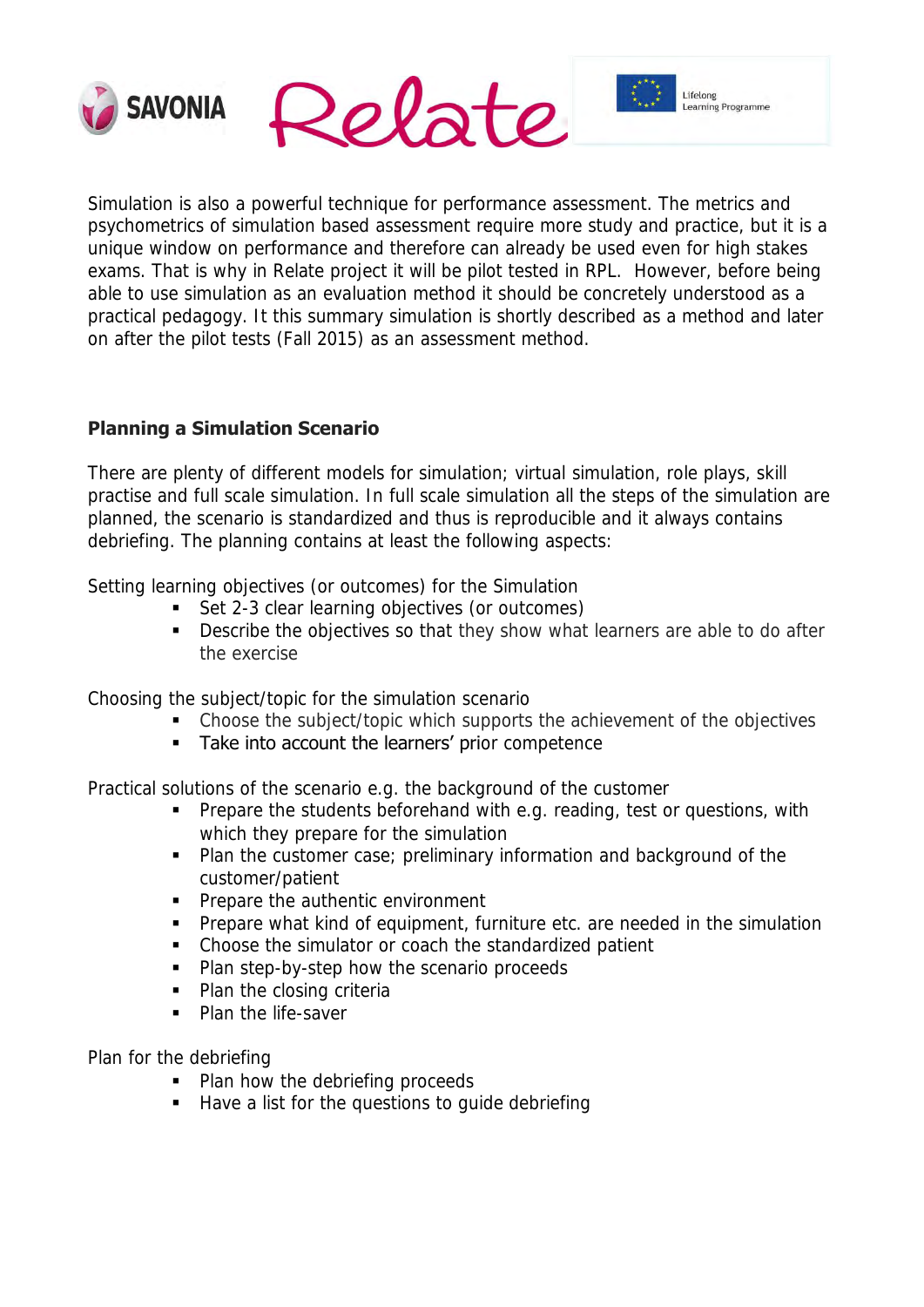Simulation is also a powerful technique for performance assessment. The metrics and psychometrics of simulation based assessment require more study and practice, but it is a unique window on performance and therefore can already be used even for high stakes exams. That is why in Relate project it will be pilot tested in RPL. However, before being able to use simulation as an evaluation method it should be concretely understood as a practical pedagogy. It this summary simulation is shortly described as a method and later on after the pilot tests (Fall 2015) as an assessment method.

## Planning a Simulation Scenario

There are plenty of different models for simulation; virtual simulation, role plays, skill practise and full scale simulation. In full scale simulation all the steps of the simulation are planned, the scenario is standardized and thus is reproducible and it always contains debriefing. The planning contains at least the following aspects:

Setting learning objectives (or outcomes) for the Simulation

- Set 2-3 clear learning objectives (or outcomes)
- Describe the objectives so that they show what learners are able to do after the exercise

Choosing the subject/topic for the simulation scenario

- Choose the subject/topic which supports the achievement of the objectives
- Take into account the learners' prior competence

Practical solutions of the scenario e.g. the background of the customer

- Prepare the students beforehand with e.g. reading, test or questions, with which they prepare for the simulation
- Plan the customer case; preliminary information and background of the customer/patient
- Prepare the authentic environment
- Prepare what kind of equipment, furniture etc. are needed in the simulation
- Choose the simulator or coach the standardized patient
- Plan step-by-step how the scenario proceeds
- Plan the closing criteria
- Plan the life-saver

Plan for the debriefing

- Plan how the debriefing proceeds
- Have a list for the questions to guide debriefing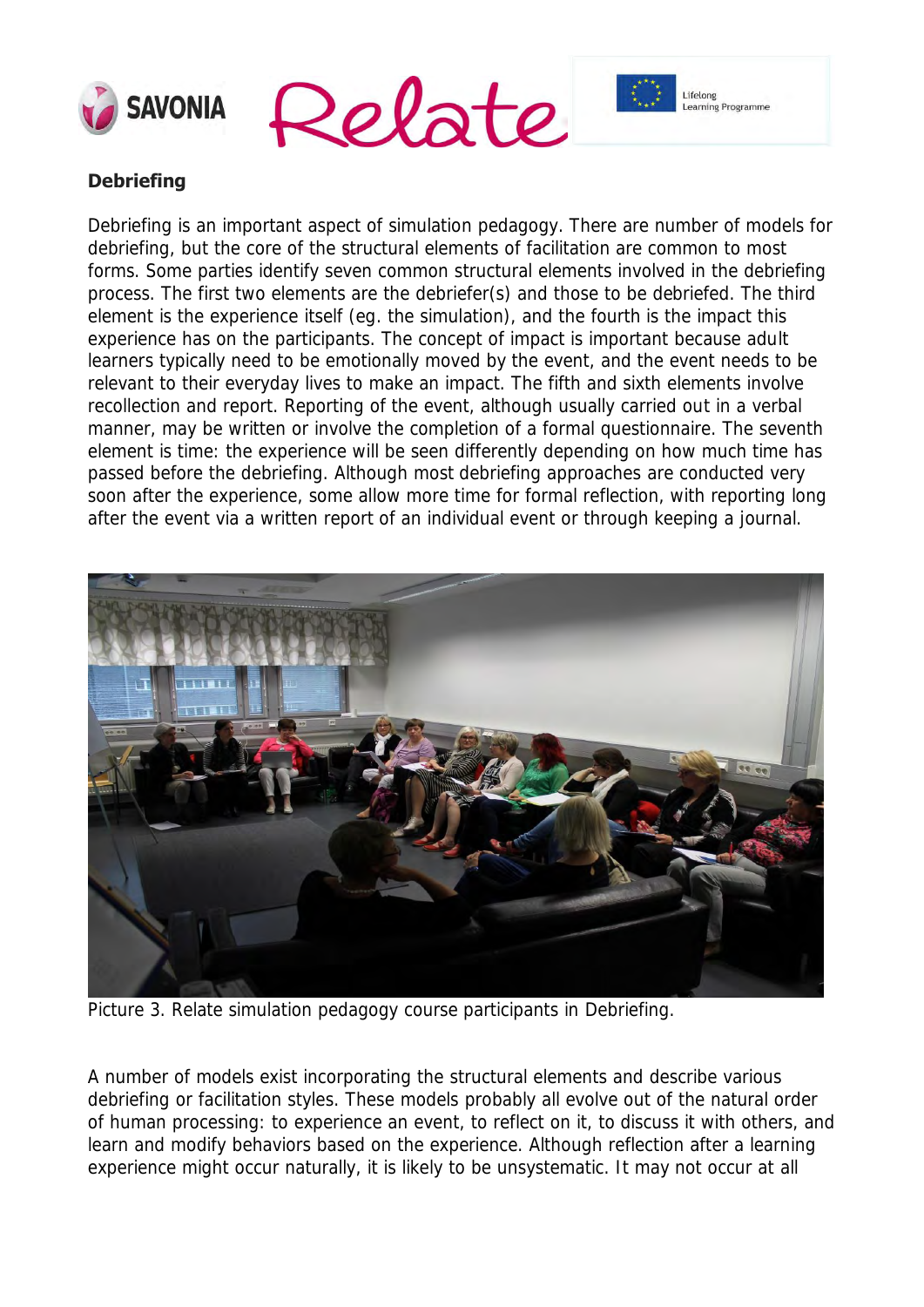## Debriefing

Debriefing is an important aspect of simulation pedagogy. There are number of models for debriefing, but the core of the structural elements of facilitation are common to most forms. Some parties identify seven common structural elements involved in the debriefing process. The first two elements are the debriefer(s) and those to be debriefed. The third element is the experience itself (eg. the simulation), and the fourth is the impact this experience has on the participants. The concept of impact is important because adult learners typically need to be emotionally moved by the event, and the event needs to be relevant to their everyday lives to make an impact. The fifth and sixth elements involve recollection and report. Reporting of the event, although usually carried out in a verbal manner, may be written or involve the completion of a formal questionnaire. The seventh element is time: the experience will be seen differently depending on how much time has passed before the debriefing. Although most debriefing approaches are conducted very soon after the experience, some allow more time for formal reflection, with reporting long after the event via a written report of an individual event or through keeping a journal.

Picture 3. Relate simulation pedagogy course participants in Debriefing.

A number of models exist incorporating the structural elements and describe various debriefing or facilitation styles. These models probably all evolve out of the natural order of human processing: to experience an event, to reflect on it, to discuss it with others, and learn and modify behaviors based on the experience. Although reflection after a learning experience might occur naturally, it is likely to be unsystematic. It may not occur at all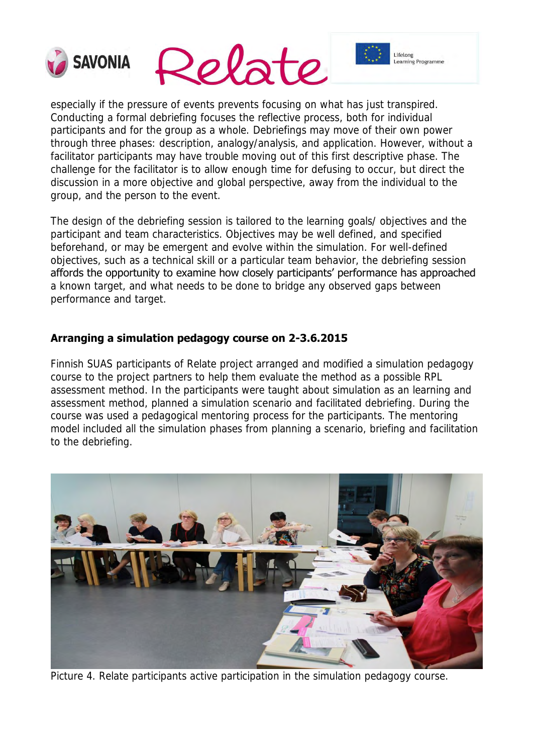especially if the pressure of events prevents focusing on what has just transpired. Conducting a formal debriefing focuses the reflective process, both for individual participants and for the group as a whole. Debriefings may move of their own power through three phases: description, analogy/analysis, and application. However, without a facilitator participants may have trouble moving out of this first descriptive phase. The challenge for the facilitator is to allow enough time for defusing to occur, but direct the discussion in a more objective and global perspective, away from the individual to the group, and the person to the event.

The design of the debriefing session is tailored to the learning goals/ objectives and the participant and team characteristics. Objectives may be well defined, and specified beforehand, or may be emergent and evolve within the simulation. For well-defined objectives, such as a technical skill or a particular team behavior, the debriefing session affords the opportunity to examine how closely participants' performance has approached a known target, and what needs to be done to bridge any observed gaps between performance and target.

**Arranging a simulation pedagogy course on 2-3.6.2015**

Finnish SUAS participants of Relate project arranged and modified a simulation pedagogy course to the project partners to help them evaluate the method as a possible RPL assessment method. In the participants were taught about simulation as an learning and assessment method, planned a simulation scenario and facilitated debriefing. During the course was used a pedagogical mentoring process for the participants. The mentoring model included all the simulation phases from planning a scenario, briefing and facilitation to the debriefing.

Picture 4. Relate participants active participation in the simulation pedagogy course.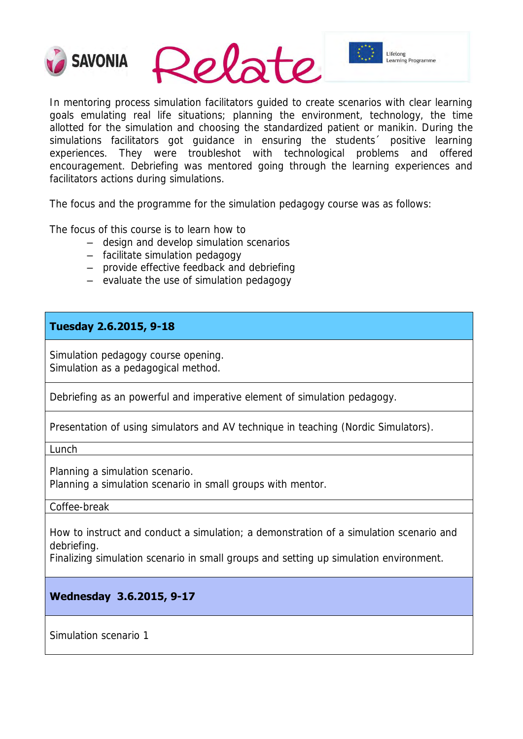In mentoring process simulation facilitators guided to create scenarios with clear learning goals emulating real life situations; planning the environment, technology, the time allotted for the simulation and choosing the standardized patient or manikin. During the simulations facilitators got guidance in ensuring the students´ positive learning experiences. They were troubleshot with technological problems and offered encouragement. Debriefing was mentored going through the learning experiences and facilitators actions during simulations.

The focus and the programme for the simulation pedagogy course was as follows:

The focus of this course is to learn how to

- design and develop simulation scenarios
- facilitate simulation pedagogy
- provide effective feedback and debriefing
- evaluate the use of simulation pedagogy

| **Tuesday 2.6.2015, 9-18** |
|---|
| Simulation pedagogy course opening.<br>Simulation as a pedagogical method. |
| Debriefing as an powerful and imperative element of simulation pedagogy. |
| Presentation of using simulators and AV technique in teaching (Nordic Simulators). |
| Lunch |
| Planning a simulation scenario.<br>Planning a simulation scenario in small groups with mentor. |
| Coffee-break |
| How to instruct and conduct a simulation; a demonstration of a simulation scenario and debriefing.<br>Finalizing simulation scenario in small groups and setting up simulation environment. |
| **Wednesday 3.6.2015, 9-17** |
| Simulation scenario 1 |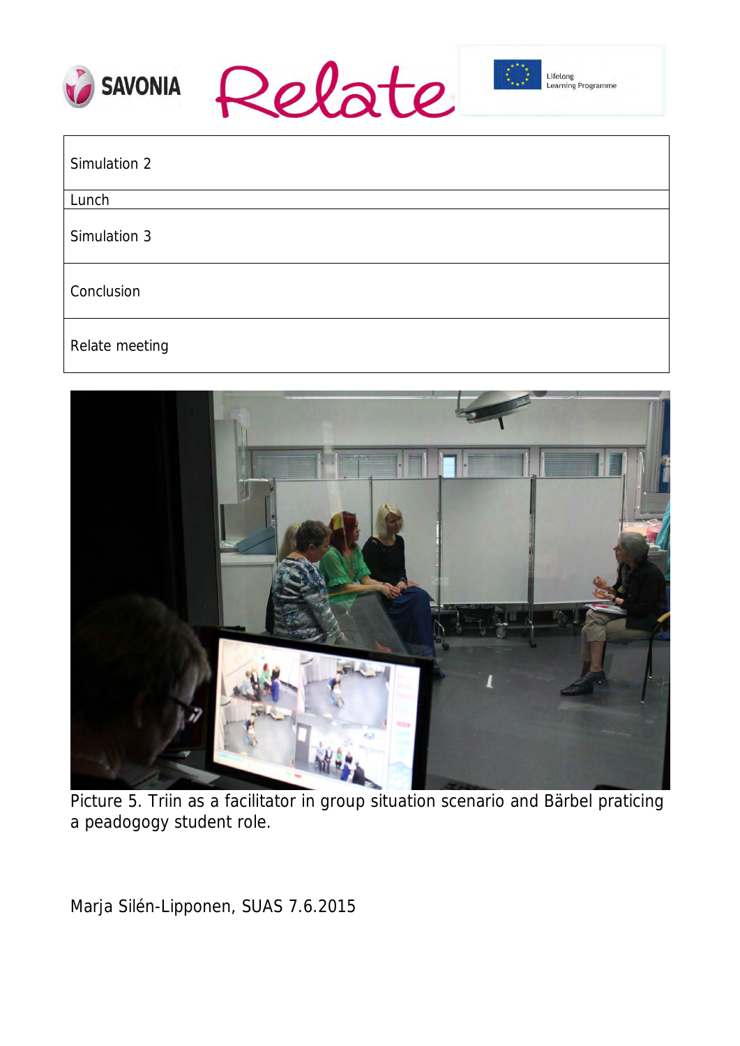| |
|---|
| Simulation 2 |
| Lunch |
| Simulation 3 |
| Conclusion |
| Relate meeting |

Picture 5. Triin as a facilitator in group situation scenario and Bärbel praticing a peadogogy student role.

Marja Silén-Lipponen, SUAS 7.6.2015